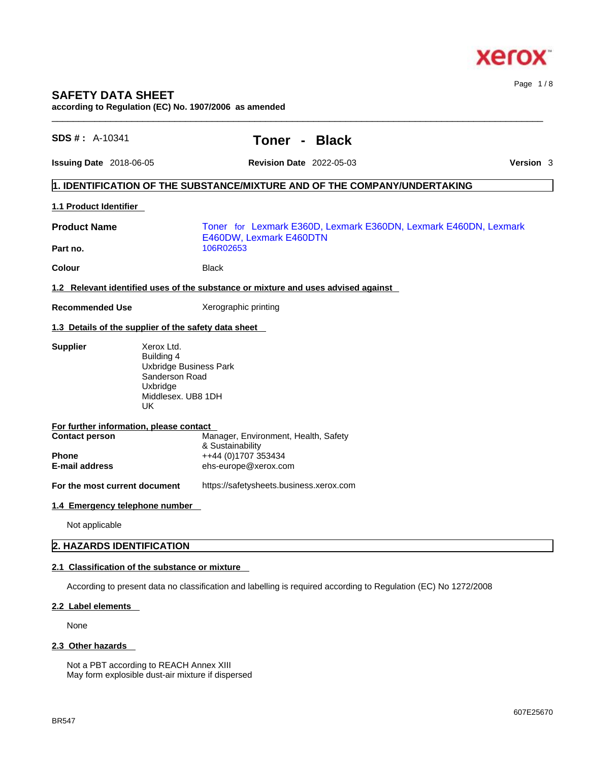# SAFETY DATA SHEET

**according to Regulation (EC) No. 1907/2006 as amended**

**SDS # :** A-10341 **Toner - Black**

**Issuing Date** 2018-06-05 **Revision Date** 2022-05-03 **Version** 3

## 1. IDENTIFICATION OF THE SUBSTANCE/MIXTURE AND OF THE COMPANY/UNDERTAKING

### 1.1 Product Identifier

**Product Name** Toner for Lexmark E360D, Lexmark E360DN, Lexmark E460DN, Lexmark E460DW, Lexmark E460DTN

**Part no.** 106R02653

**Colour** Black

### 1.2 Relevant identified uses of the substance or mixture and uses advised against

**Recommended Use** Xerographic printing

### 1.3 Details of the supplier of the safety data sheet

**Supplier**

Xerox Ltd.
Building 4
Uxbridge Business Park
Sanderson Road
Uxbridge
Middlesex. UB8 1DH
UK

**For further information, please contact**

**Contact person** Manager, Environment, Health, Safety & Sustainability

**Phone** ++44 (0)1707 353434

**E-mail address** ehs-europe@xerox.com

**For the most current document** https://safetysheets.business.xerox.com

### 1.4 Emergency telephone number

Not applicable

## 2. HAZARDS IDENTIFICATION

### 2.1 Classification of the substance or mixture

According to present data no classification and labelling is required according to Regulation (EC) No 1272/2008

### 2.2 Label elements

None

### 2.3 Other hazards

Not a PBT according to REACH Annex XIII
May form explosible dust-air mixture if dispersed

BR547 607E25670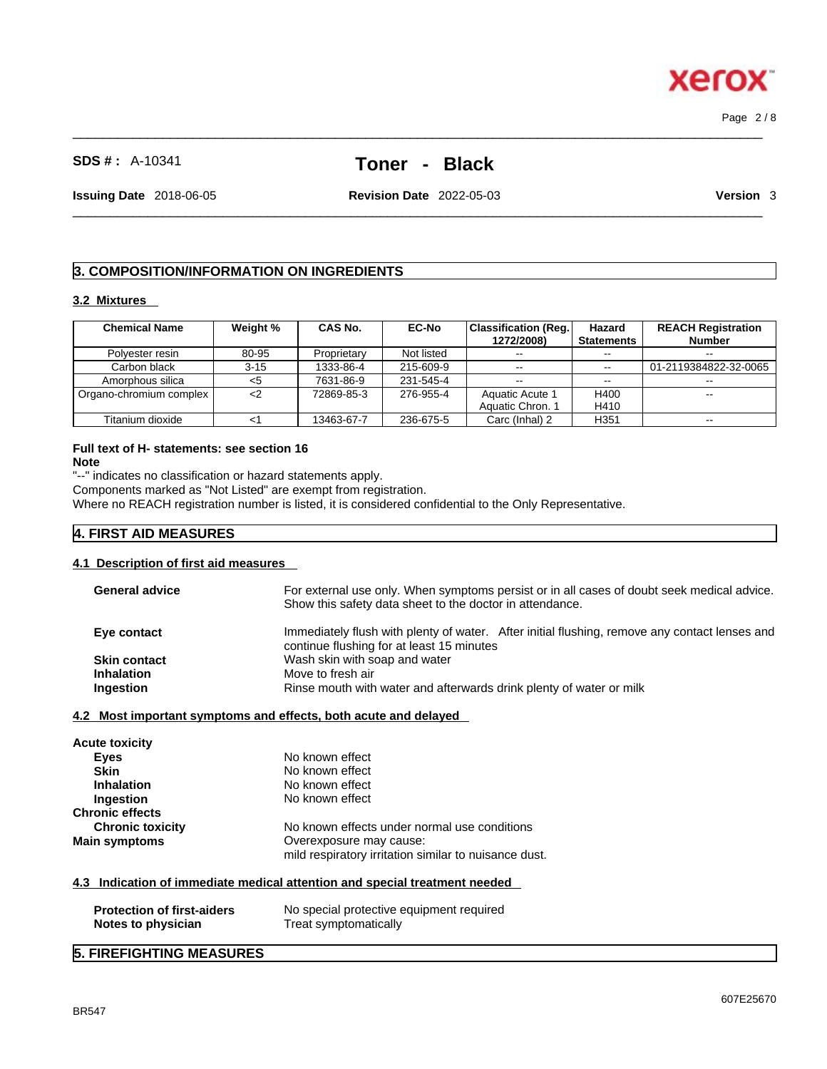**SDS # :** A-10341 **Toner - Black**

**Issuing Date** 2018-06-05 **Revision Date** 2022-05-03 **Version** 3

## 3. COMPOSITION/INFORMATION ON INGREDIENTS

### 3.2 Mixtures

| Chemical Name | Weight % | CAS No. | EC-No | Classification (Reg. 1272/2008) | Hazard Statements | REACH Registration Number |
|---|---|---|---|---|---|---|
| Polyester resin | 80-95 | Proprietary | Not listed | -- | -- | -- |
| Carbon black | 3-15 | 1333-86-4 | 215-609-9 | -- | -- | 01-2119384822-32-0065 |
| Amorphous silica | <5 | 7631-86-9 | 231-545-4 | -- | -- | -- |
| Organo-chromium complex | <2 | 72869-85-3 | 276-955-4 | Aquatic Acute 1<br>Aquatic Chron. 1 | H400<br>H410 | -- |
| Titanium dioxide | <1 | 13463-67-7 | 236-675-5 | Carc (Inhal) 2 | H351 | -- |

**Full text of H- statements: see section 16**

**Note**

"--" indicates no classification or hazard statements apply.

Components marked as "Not Listed" are exempt from registration.

Where no REACH registration number is listed, it is considered confidential to the Only Representative.

## 4. FIRST AID MEASURES

### 4.1 Description of first aid measures

**General advice** For external use only. When symptoms persist or in all cases of doubt seek medical advice. Show this safety data sheet to the doctor in attendance.

**Eye contact** Immediately flush with plenty of water. After initial flushing, remove any contact lenses and continue flushing for at least 15 minutes

**Skin contact** Wash skin with soap and water

**Inhalation** Move to fresh air

**Ingestion** Rinse mouth with water and afterwards drink plenty of water or milk

### 4.2 Most important symptoms and effects, both acute and delayed

**Acute toxicity**

**Eyes** No known effect

**Skin** No known effect

**Inhalation** No known effect

**Ingestion** No known effect

**Chronic effects**

**Chronic toxicity** No known effects under normal use conditions

**Main symptoms** Overexposure may cause:
mild respiratory irritation similar to nuisance dust.

### 4.3 Indication of immediate medical attention and special treatment needed

**Protection of first-aiders** No special protective equipment required

**Notes to physician** Treat symptomatically

## 5. FIREFIGHTING MEASURES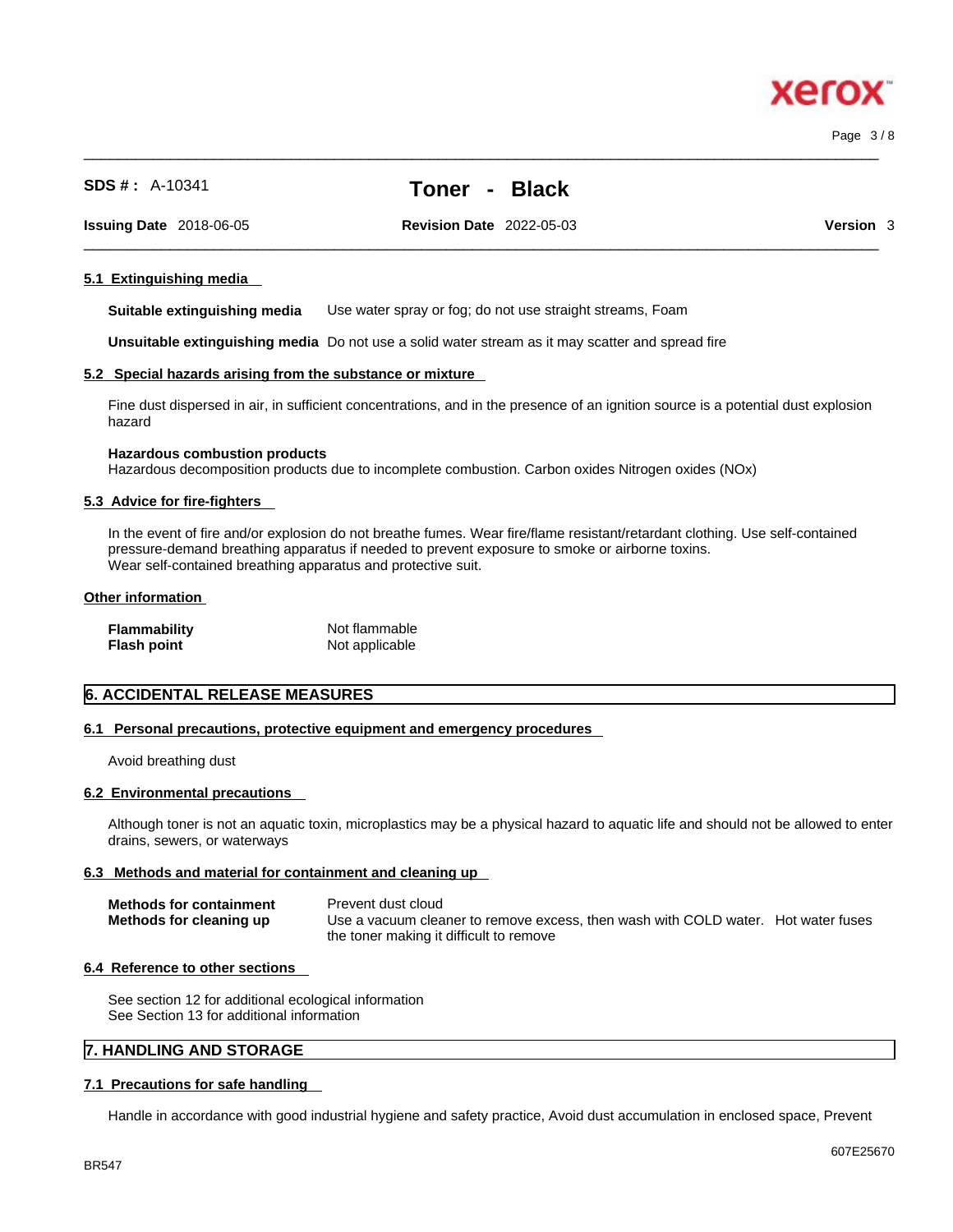#### 5.1 Extinguishing media

**Suitable extinguishing media** Use water spray or fog; do not use straight streams, Foam

**Unsuitable extinguishing media** Do not use a solid water stream as it may scatter and spread fire

#### 5.2 Special hazards arising from the substance or mixture

Fine dust dispersed in air, in sufficient concentrations, and in the presence of an ignition source is a potential dust explosion hazard

**Hazardous combustion products**
Hazardous decomposition products due to incomplete combustion. Carbon oxides Nitrogen oxides (NOx)

#### 5.3 Advice for fire-fighters

In the event of fire and/or explosion do not breathe fumes. Wear fire/flame resistant/retardant clothing. Use self-contained pressure-demand breathing apparatus if needed to prevent exposure to smoke or airborne toxins.
Wear self-contained breathing apparatus and protective suit.

#### Other information

| | |
|---|---|
| **Flammability** | Not flammable |
| **Flash point** | Not applicable |

## 6. ACCIDENTAL RELEASE MEASURES

#### 6.1 Personal precautions, protective equipment and emergency procedures

Avoid breathing dust

#### 6.2 Environmental precautions

Although toner is not an aquatic toxin, microplastics may be a physical hazard to aquatic life and should not be allowed to enter drains, sewers, or waterways

#### 6.3 Methods and material for containment and cleaning up

| | |
|---|---|
| **Methods for containment** | Prevent dust cloud |
| **Methods for cleaning up** | Use a vacuum cleaner to remove excess, then wash with COLD water. Hot water fuses the toner making it difficult to remove |

#### 6.4 Reference to other sections

See section 12 for additional ecological information
See Section 13 for additional information

## 7. HANDLING AND STORAGE

#### 7.1 Precautions for safe handling

Handle in accordance with good industrial hygiene and safety practice, Avoid dust accumulation in enclosed space, Prevent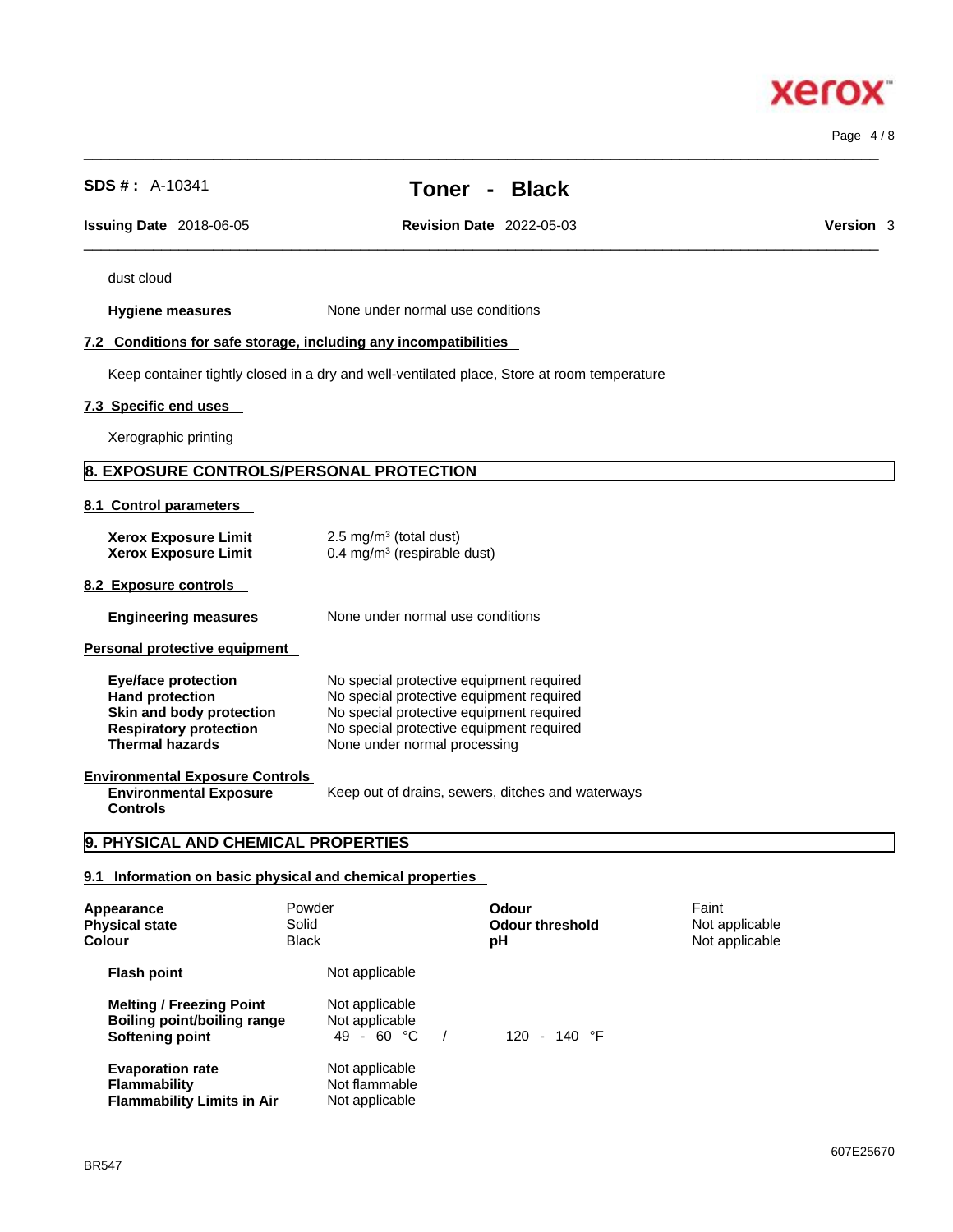dust cloud

**Hygiene measures** None under normal use conditions

**7.2 Conditions for safe storage, including any incompatibilities**

Keep container tightly closed in a dry and well-ventilated place, Store at room temperature

**7.3 Specific end uses**

Xerographic printing

## 8. EXPOSURE CONTROLS/PERSONAL PROTECTION

**8.1 Control parameters**

| | |
|---|---|
| **Xerox Exposure Limit** | 2.5 mg/m³ (total dust) |
| **Xerox Exposure Limit** | 0.4 mg/m³ (respirable dust) |

**8.2 Exposure controls**

**Engineering measures** None under normal use conditions

**Personal protective equipment**

| | |
|---|---|
| **Eye/face protection** | No special protective equipment required |
| **Hand protection** | No special protective equipment required |
| **Skin and body protection** | No special protective equipment required |
| **Respiratory protection** | No special protective equipment required |
| **Thermal hazards** | None under normal processing |

**Environmental Exposure Controls**

**Environmental Exposure Controls** Keep out of drains, sewers, ditches and waterways

## 9. PHYSICAL AND CHEMICAL PROPERTIES

**9.1 Information on basic physical and chemical properties**

| | | | |
|---|---|---|---|
| **Appearance** | Powder | **Odour** | Faint |
| **Physical state** | Solid | **Odour threshold** | Not applicable |
| **Colour** | Black | **pH** | Not applicable |

| | |
|---|---|
| **Flash point** | Not applicable |
| **Melting / Freezing Point** | Not applicable |
| **Boiling point/boiling range** | Not applicable |
| **Softening point** | 49 - 60 °C / 120 - 140 °F |
| **Evaporation rate** | Not applicable |
| **Flammability** | Not flammable |
| **Flammability Limits in Air** | Not applicable |

BR547

607E25670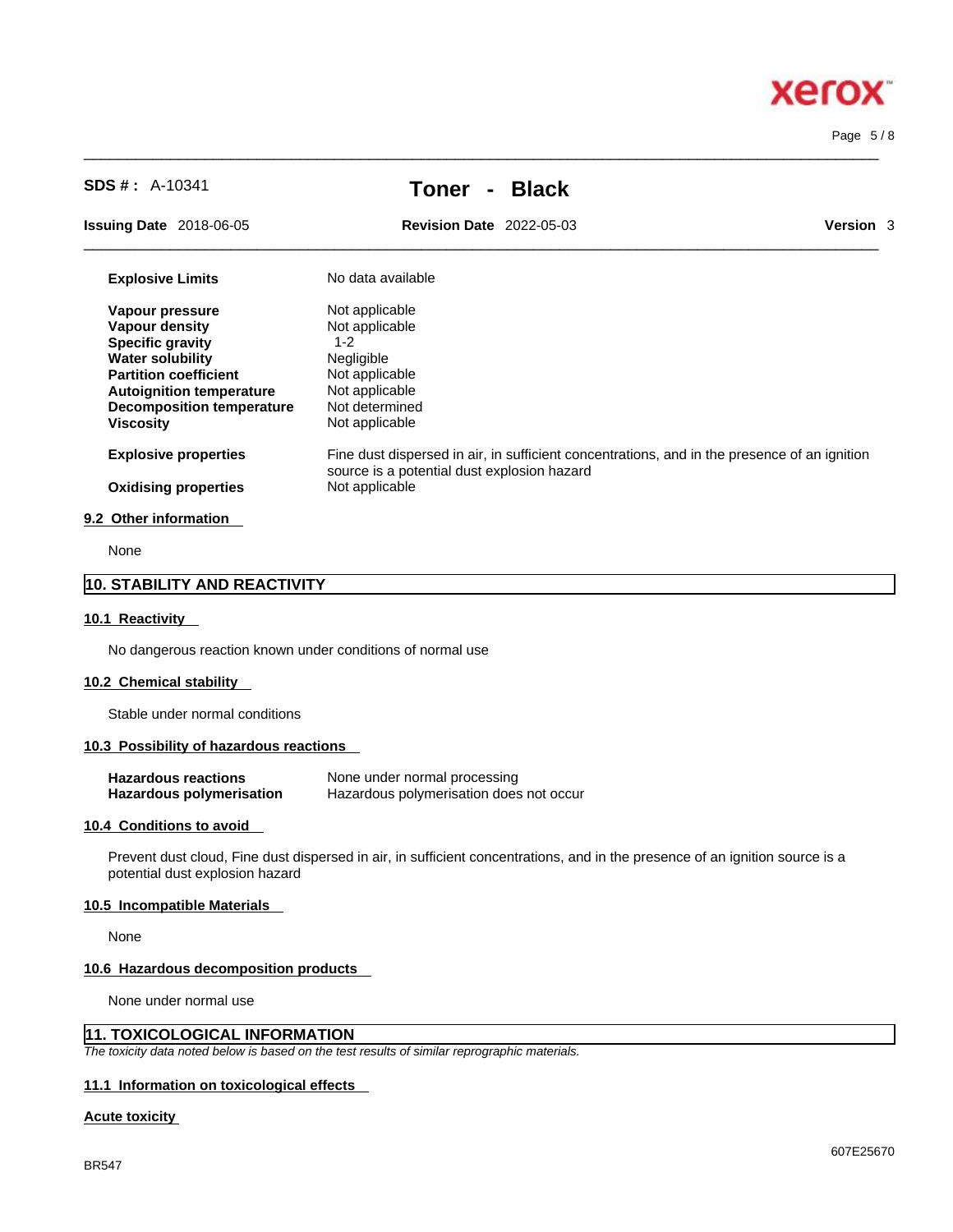| | |
|---|---|
| **Explosive Limits** | No data available |
| **Vapour pressure** | Not applicable |
| **Vapour density** | Not applicable |
| **Specific gravity** | 1-2 |
| **Water solubility** | Negligible |
| **Partition coefficient** | Not applicable |
| **Autoignition temperature** | Not applicable |
| **Decomposition temperature** | Not determined |
| **Viscosity** | Not applicable |
| **Explosive properties** | Fine dust dispersed in air, in sufficient concentrations, and in the presence of an ignition source is a potential dust explosion hazard |
| **Oxidising properties** | Not applicable |

### 9.2 Other information

None

## 10. STABILITY AND REACTIVITY

### 10.1 Reactivity

No dangerous reaction known under conditions of normal use

### 10.2 Chemical stability

Stable under normal conditions

### 10.3 Possibility of hazardous reactions

| | |
|---|---|
| **Hazardous reactions** | None under normal processing |
| **Hazardous polymerisation** | Hazardous polymerisation does not occur |

### 10.4 Conditions to avoid

Prevent dust cloud, Fine dust dispersed in air, in sufficient concentrations, and in the presence of an ignition source is a potential dust explosion hazard

### 10.5 Incompatible Materials

None

### 10.6 Hazardous decomposition products

None under normal use

## 11. TOXICOLOGICAL INFORMATION

*The toxicity data noted below is based on the test results of similar reprographic materials.*

### 11.1 Information on toxicological effects

**Acute toxicity**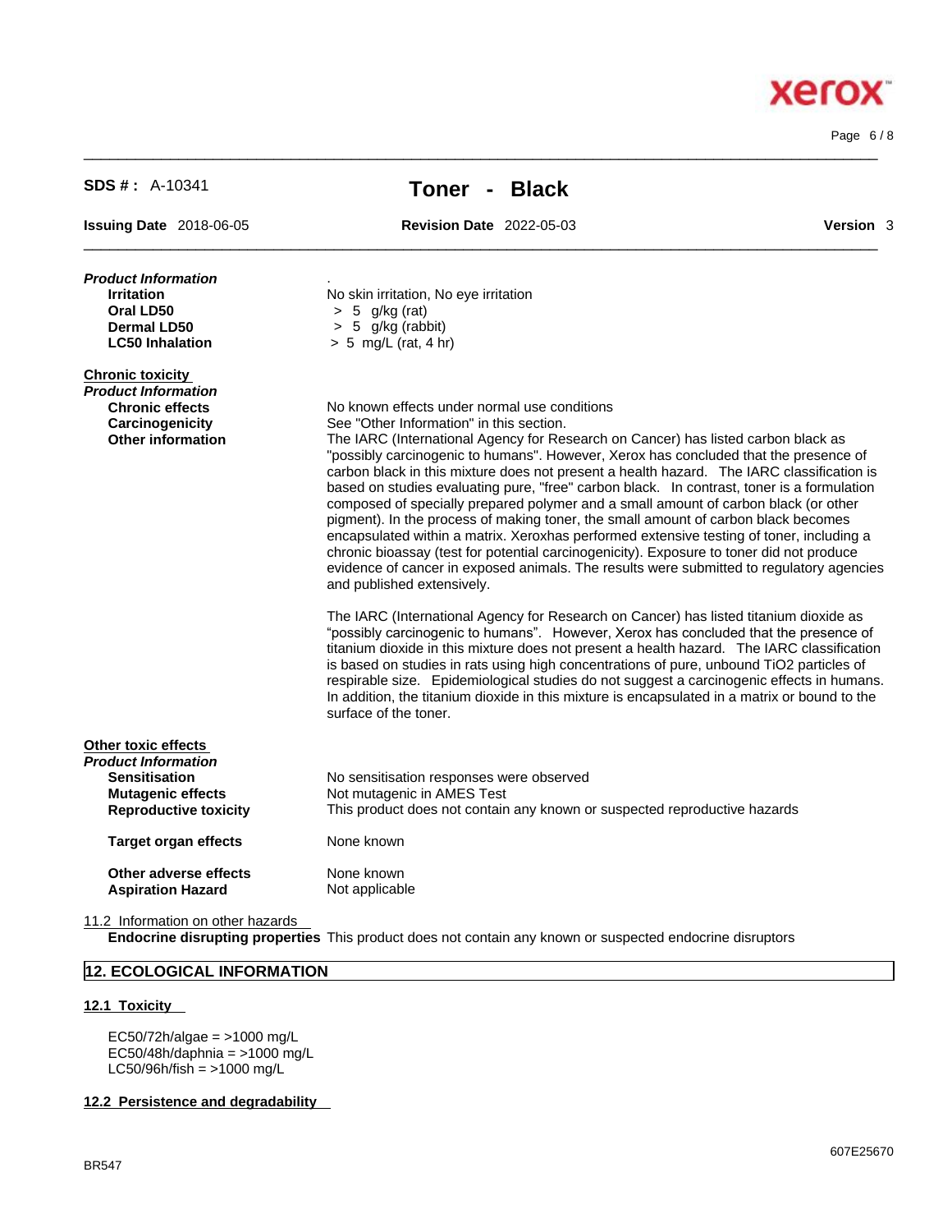**SDS # :** A-10341

# Toner - Black

**Issuing Date** 2018-06-05 **Revision Date** 2022-05-03 **Version** 3

| | |
|---|---|
| ***Product Information*** | . |
| **Irritation** | No skin irritation, No eye irritation |
| **Oral LD50** | > 5 g/kg (rat) |
| **Dermal LD50** | > 5 g/kg (rabbit) |
| **LC50 Inhalation** | > 5 mg/L (rat, 4 hr) |

**Chronic toxicity**

***Product Information***

**Chronic effects** No known effects under normal use conditions

**Carcinogenicity** See "Other Information" in this section.

**Other information** The IARC (International Agency for Research on Cancer) has listed carbon black as "possibly carcinogenic to humans". However, Xerox has concluded that the presence of carbon black in this mixture does not present a health hazard. The IARC classification is based on studies evaluating pure, "free" carbon black. In contrast, toner is a formulation composed of specially prepared polymer and a small amount of carbon black (or other pigment). In the process of making toner, the small amount of carbon black becomes encapsulated within a matrix. Xeroxhas performed extensive testing of toner, including a chronic bioassay (test for potential carcinogenicity). Exposure to toner did not produce evidence of cancer in exposed animals. The results were submitted to regulatory agencies and published extensively.

The IARC (International Agency for Research on Cancer) has listed titanium dioxide as "possibly carcinogenic to humans". However, Xerox has concluded that the presence of titanium dioxide in this mixture does not present a health hazard. The IARC classification is based on studies in rats using high concentrations of pure, unbound $TiO_2$ particles of respirable size. Epidemiological studies do not suggest a carcinogenic effects in humans. In addition, the titanium dioxide in this mixture is encapsulated in a matrix or bound to the surface of the toner.

**Other toxic effects**

***Product Information***

| | |
|---|---|
| **Sensitisation** | No sensitisation responses were observed |
| **Mutagenic effects** | Not mutagenic in AMES Test |
| **Reproductive toxicity** | This product does not contain any known or suspected reproductive hazards |
| **Target organ effects** | None known |
| **Other adverse effects** | None known |
| **Aspiration Hazard** | Not applicable |

11.2 Information on other hazards

**Endocrine disrupting properties** This product does not contain any known or suspected endocrine disruptors

## 12. ECOLOGICAL INFORMATION

### 12.1 Toxicity

EC50/72h/algae = >1000 mg/L
EC50/48h/daphnia = >1000 mg/L
LC50/96h/fish = >1000 mg/L

### 12.2 Persistence and degradability

BR547

607E25670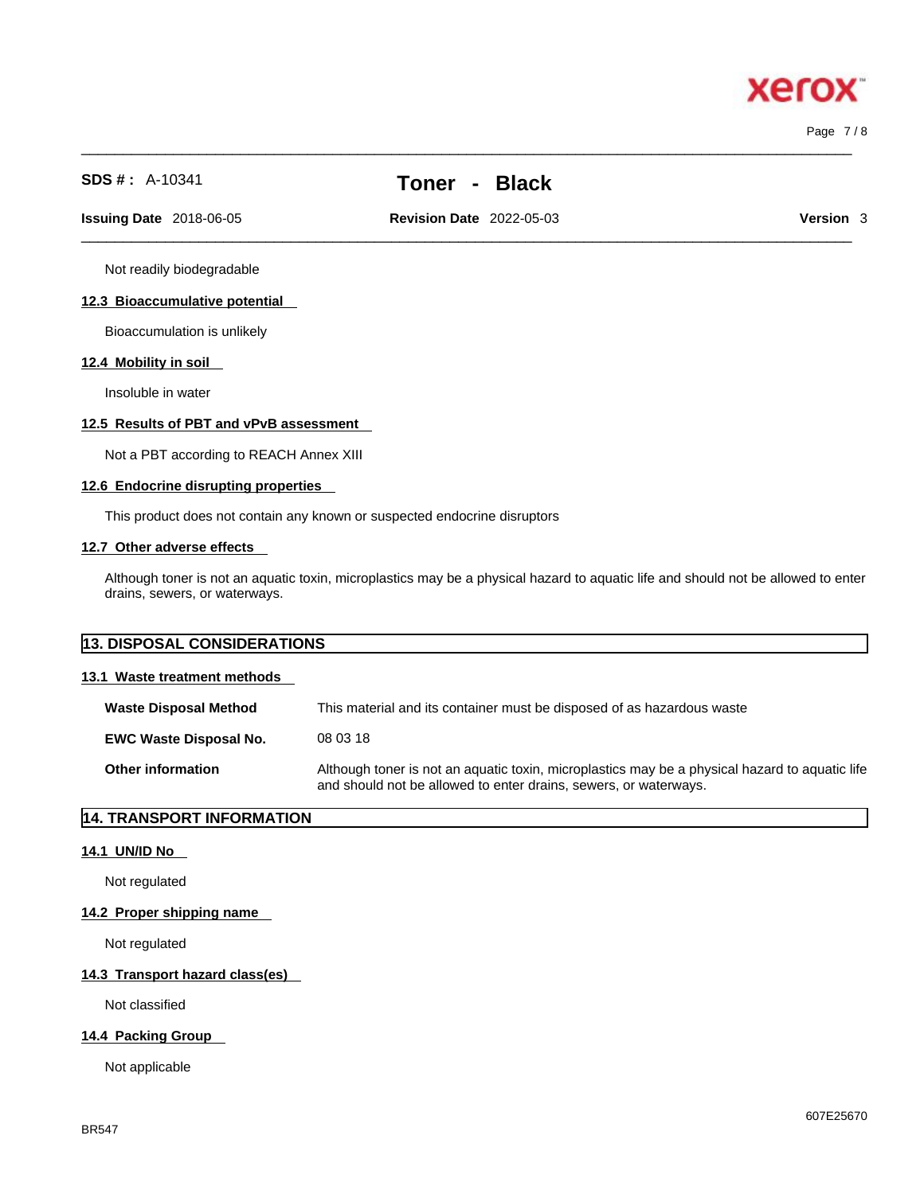Not readily biodegradable

### 12.3 Bioaccumulative potential

Bioaccumulation is unlikely

### 12.4 Mobility in soil

Insoluble in water

### 12.5 Results of PBT and vPvB assessment

Not a PBT according to REACH Annex XIII

### 12.6 Endocrine disrupting properties

This product does not contain any known or suspected endocrine disruptors

### 12.7 Other adverse effects

Although toner is not an aquatic toxin, microplastics may be a physical hazard to aquatic life and should not be allowed to enter drains, sewers, or waterways.

## 13. DISPOSAL CONSIDERATIONS

### 13.1 Waste treatment methods

| | |
|---|---|
| **Waste Disposal Method** | This material and its container must be disposed of as hazardous waste |
| **EWC Waste Disposal No.** | 08 03 18 |
| **Other information** | Although toner is not an aquatic toxin, microplastics may be a physical hazard to aquatic life and should not be allowed to enter drains, sewers, or waterways. |

## 14. TRANSPORT INFORMATION

### 14.1 UN/ID No

Not regulated

### 14.2 Proper shipping name

Not regulated

### 14.3 Transport hazard class(es)

Not classified

### 14.4 Packing Group

Not applicable

607E25670

BR547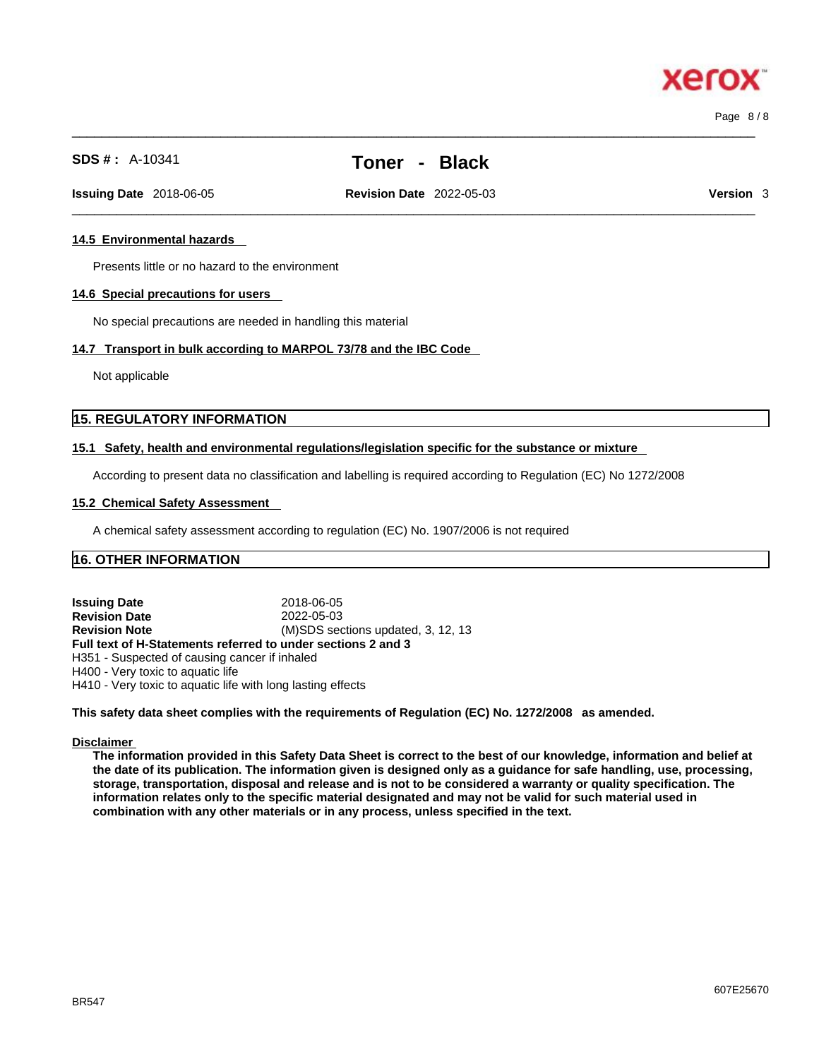#### 14.5 Environmental hazards

Presents little or no hazard to the environment

#### 14.6 Special precautions for users

No special precautions are needed in handling this material

#### 14.7 Transport in bulk according to MARPOL 73/78 and the IBC Code

Not applicable

## 15. REGULATORY INFORMATION

#### 15.1 Safety, health and environmental regulations/legislation specific for the substance or mixture

According to present data no classification and labelling is required according to Regulation (EC) No 1272/2008

#### 15.2 Chemical Safety Assessment

A chemical safety assessment according to regulation (EC) No. 1907/2006 is not required

## 16. OTHER INFORMATION

| | |
|---|---|
| **Issuing Date** | 2018-06-05 |
| **Revision Date** | 2022-05-03 |
| **Revision Note** | (M)SDS sections updated, 3, 12, 13 |

**Full text of H-Statements referred to under sections 2 and 3**

H351 - Suspected of causing cancer if inhaled
H400 - Very toxic to aquatic life
H410 - Very toxic to aquatic life with long lasting effects

**This safety data sheet complies with the requirements of Regulation (EC) No. 1272/2008 as amended.**

#### Disclaimer

**The information provided in this Safety Data Sheet is correct to the best of our knowledge, information and belief at the date of its publication. The information given is designed only as a guidance for safe handling, use, processing, storage, transportation, disposal and release and is not to be considered a warranty or quality specification. The information relates only to the specific material designated and may not be valid for such material used in combination with any other materials or in any process, unless specified in the text.**